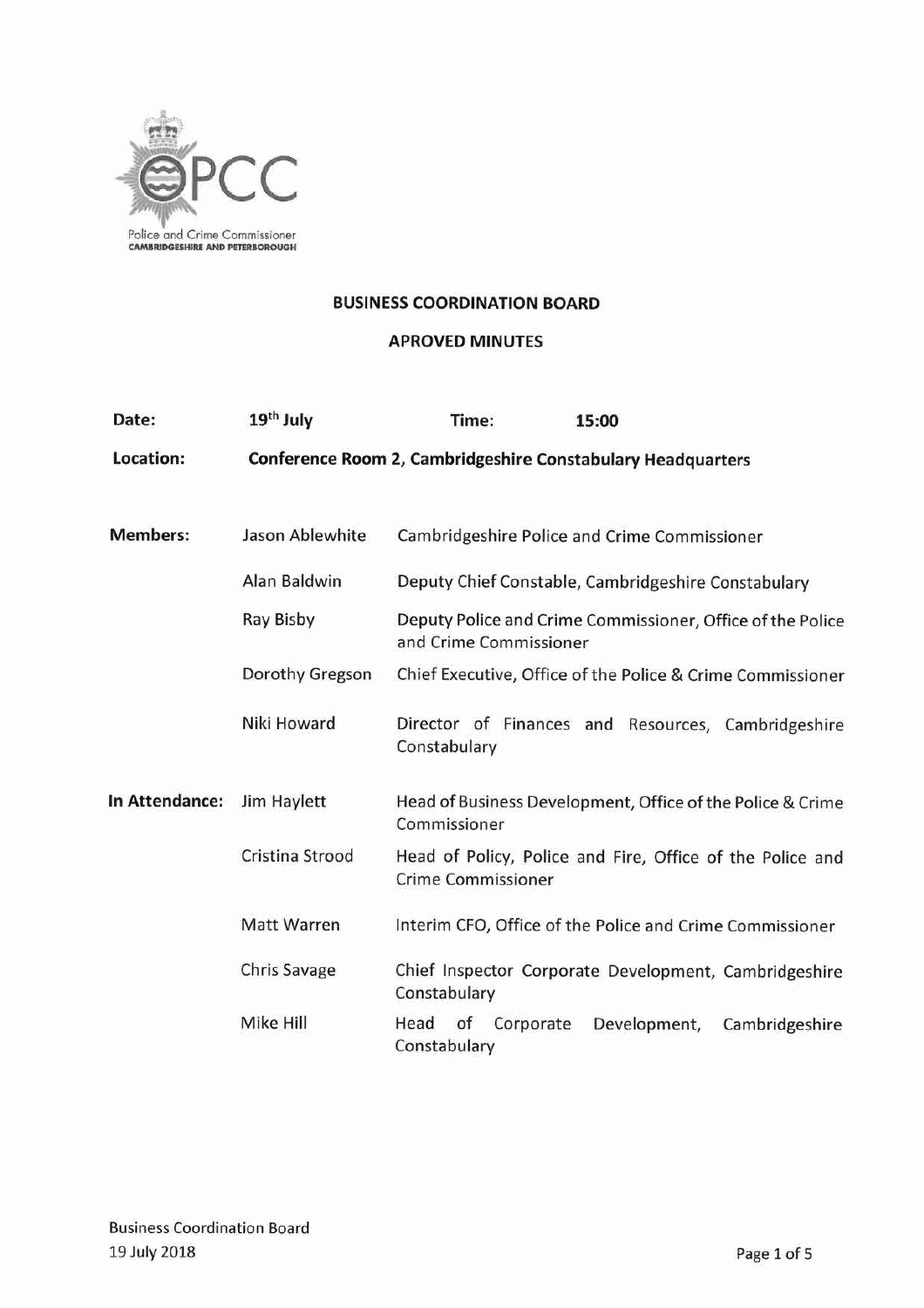Police and Crime Commissioner
CAMBRIDGESHIRE AND PETERBOROUGH

# BUSINESS COORDINATION BOARD

## APROVED MINUTES

**Date:** **19th July** **Time:** **15:00**

**Location:** **Conference Room 2, Cambridgeshire Constabulary Headquarters**

| | | |
|---|---|---|
| **Members:** | Jason Ablewhite | Cambridgeshire Police and Crime Commissioner |
| | Alan Baldwin | Deputy Chief Constable, Cambridgeshire Constabulary |
| | Ray Bisby | Deputy Police and Crime Commissioner, Office of the Police and Crime Commissioner |
| | Dorothy Gregson | Chief Executive, Office of the Police & Crime Commissioner |
| | Niki Howard | Director of Finances and Resources, Cambridgeshire Constabulary |
| **In Attendance:** | Jim Haylett | Head of Business Development, Office of the Police & Crime Commissioner |
| | Cristina Strood | Head of Policy, Police and Fire, Office of the Police and Crime Commissioner |
| | Matt Warren | Interim CFO, Office of the Police and Crime Commissioner |
| | Chris Savage | Chief Inspector Corporate Development, Cambridgeshire Constabulary |
| | Mike Hill | Head of Corporate Development, Cambridgeshire Constabulary |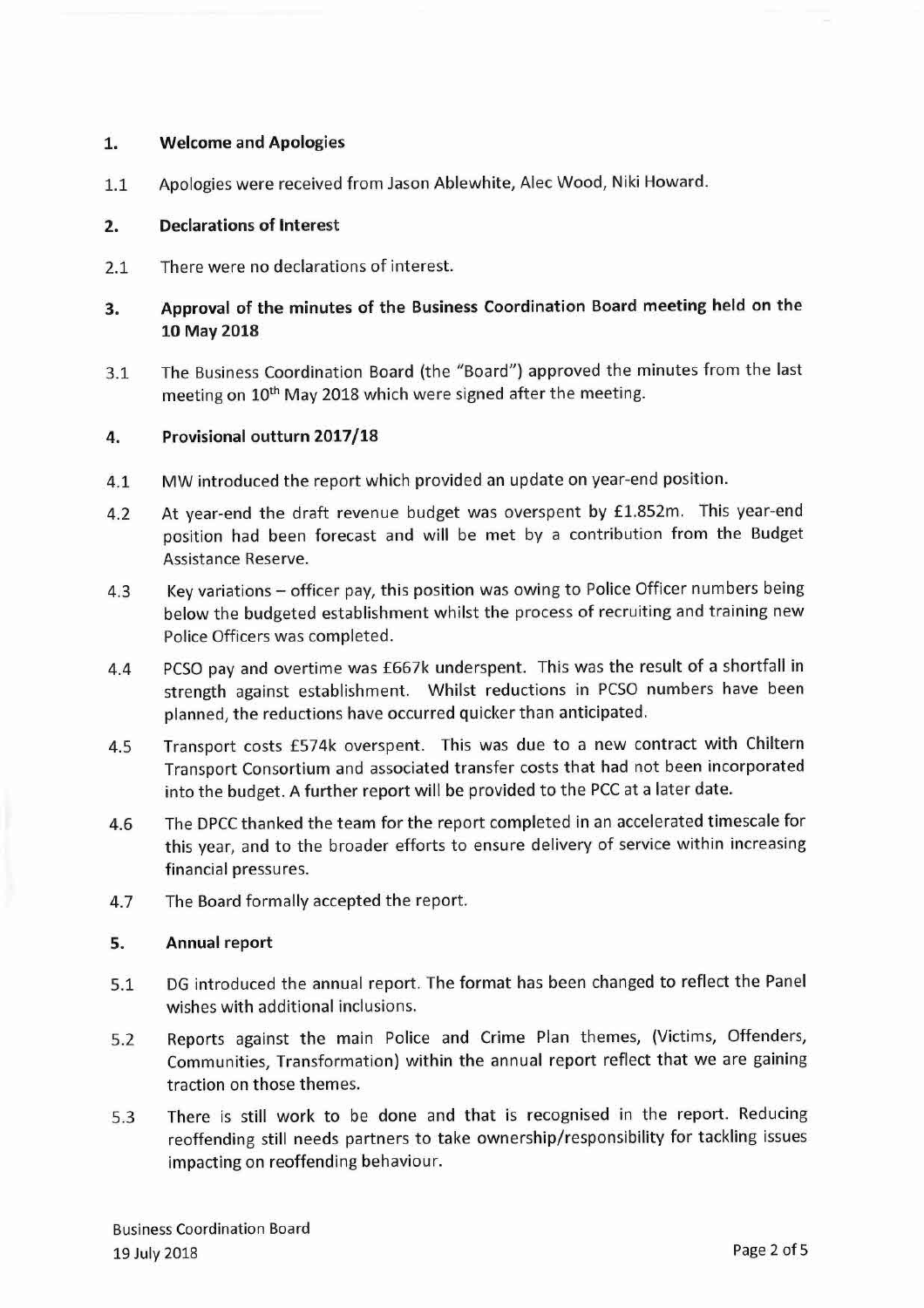## 1. Welcome and Apologies

1.1 Apologies were received from Jason Ablewhite, Alec Wood, Niki Howard.

## 2. Declarations of Interest

2.1 There were no declarations of interest.

## 3. Approval of the minutes of the Business Coordination Board meeting held on the 10 May 2018

3.1 The Business Coordination Board (the "Board") approved the minutes from the last meeting on 10th May 2018 which were signed after the meeting.

## 4. Provisional outturn 2017/18

4.1 MW introduced the report which provided an update on year-end position.

4.2 At year-end the draft revenue budget was overspent by £1.852m. This year-end position had been forecast and will be met by a contribution from the Budget Assistance Reserve.

4.3 Key variations – officer pay, this position was owing to Police Officer numbers being below the budgeted establishment whilst the process of recruiting and training new Police Officers was completed.

4.4 PCSO pay and overtime was £667k underspent. This was the result of a shortfall in strength against establishment. Whilst reductions in PCSO numbers have been planned, the reductions have occurred quicker than anticipated.

4.5 Transport costs £574k overspent. This was due to a new contract with Chiltern Transport Consortium and associated transfer costs that had not been incorporated into the budget. A further report will be provided to the PCC at a later date.

4.6 The DPCC thanked the team for the report completed in an accelerated timescale for this year, and to the broader efforts to ensure delivery of service within increasing financial pressures.

4.7 The Board formally accepted the report.

## 5. Annual report

5.1 DG introduced the annual report. The format has been changed to reflect the Panel wishes with additional inclusions.

5.2 Reports against the main Police and Crime Plan themes, (Victims, Offenders, Communities, Transformation) within the annual report reflect that we are gaining traction on those themes.

5.3 There is still work to be done and that is recognised in the report. Reducing reoffending still needs partners to take ownership/responsibility for tackling issues impacting on reoffending behaviour.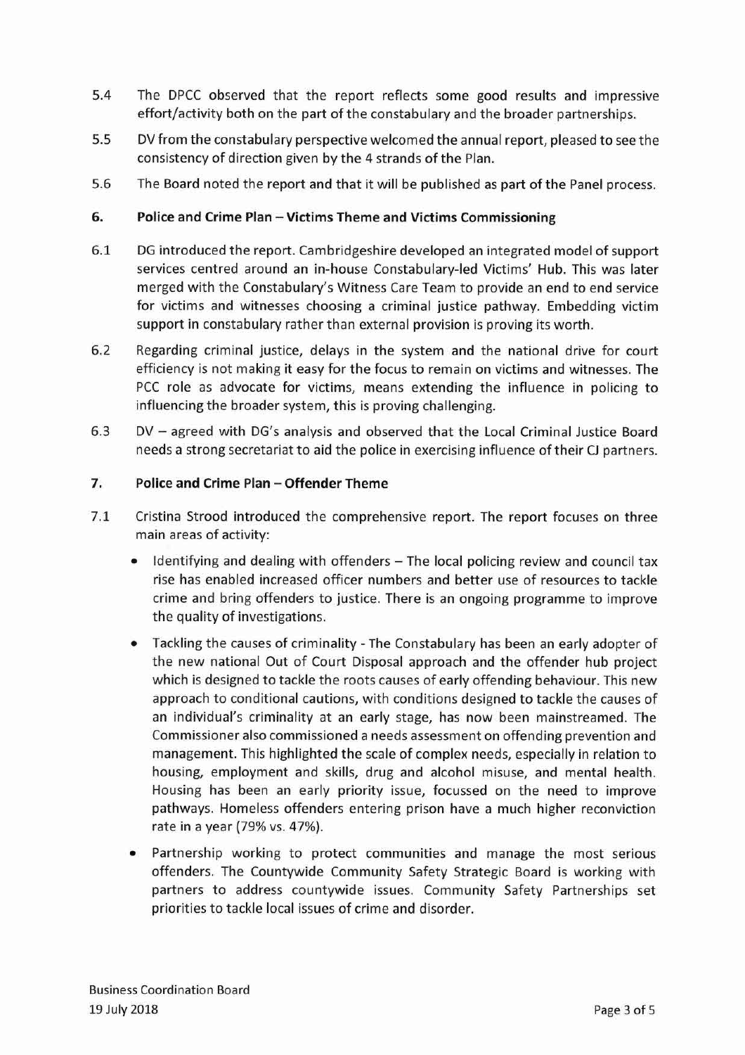5.4 The DPCC observed that the report reflects some good results and impressive effort/activity both on the part of the constabulary and the broader partnerships.

5.5 DV from the constabulary perspective welcomed the annual report, pleased to see the consistency of direction given by the 4 strands of the Plan.

5.6 The Board noted the report and that it will be published as part of the Panel process.

## 6. Police and Crime Plan – Victims Theme and Victims Commissioning

6.1 DG introduced the report. Cambridgeshire developed an integrated model of support services centred around an in-house Constabulary-led Victims' Hub. This was later merged with the Constabulary's Witness Care Team to provide an end to end service for victims and witnesses choosing a criminal justice pathway. Embedding victim support in constabulary rather than external provision is proving its worth.

6.2 Regarding criminal justice, delays in the system and the national drive for court efficiency is not making it easy for the focus to remain on victims and witnesses. The PCC role as advocate for victims, means extending the influence in policing to influencing the broader system, this is proving challenging.

6.3 DV – agreed with DG's analysis and observed that the Local Criminal Justice Board needs a strong secretariat to aid the police in exercising influence of their CJ partners.

## 7. Police and Crime Plan – Offender Theme

7.1 Cristina Strood introduced the comprehensive report. The report focuses on three main areas of activity:

- Identifying and dealing with offenders – The local policing review and council tax rise has enabled increased officer numbers and better use of resources to tackle crime and bring offenders to justice. There is an ongoing programme to improve the quality of investigations.
- Tackling the causes of criminality - The Constabulary has been an early adopter of the new national Out of Court Disposal approach and the offender hub project which is designed to tackle the roots causes of early offending behaviour. This new approach to conditional cautions, with conditions designed to tackle the causes of an individual's criminality at an early stage, has now been mainstreamed. The Commissioner also commissioned a needs assessment on offending prevention and management. This highlighted the scale of complex needs, especially in relation to housing, employment and skills, drug and alcohol misuse, and mental health. Housing has been an early priority issue, focussed on the need to improve pathways. Homeless offenders entering prison have a much higher reconviction rate in a year (79% vs. 47%).
- Partnership working to protect communities and manage the most serious offenders. The Countywide Community Safety Strategic Board is working with partners to address countywide issues. Community Safety Partnerships set priorities to tackle local issues of crime and disorder.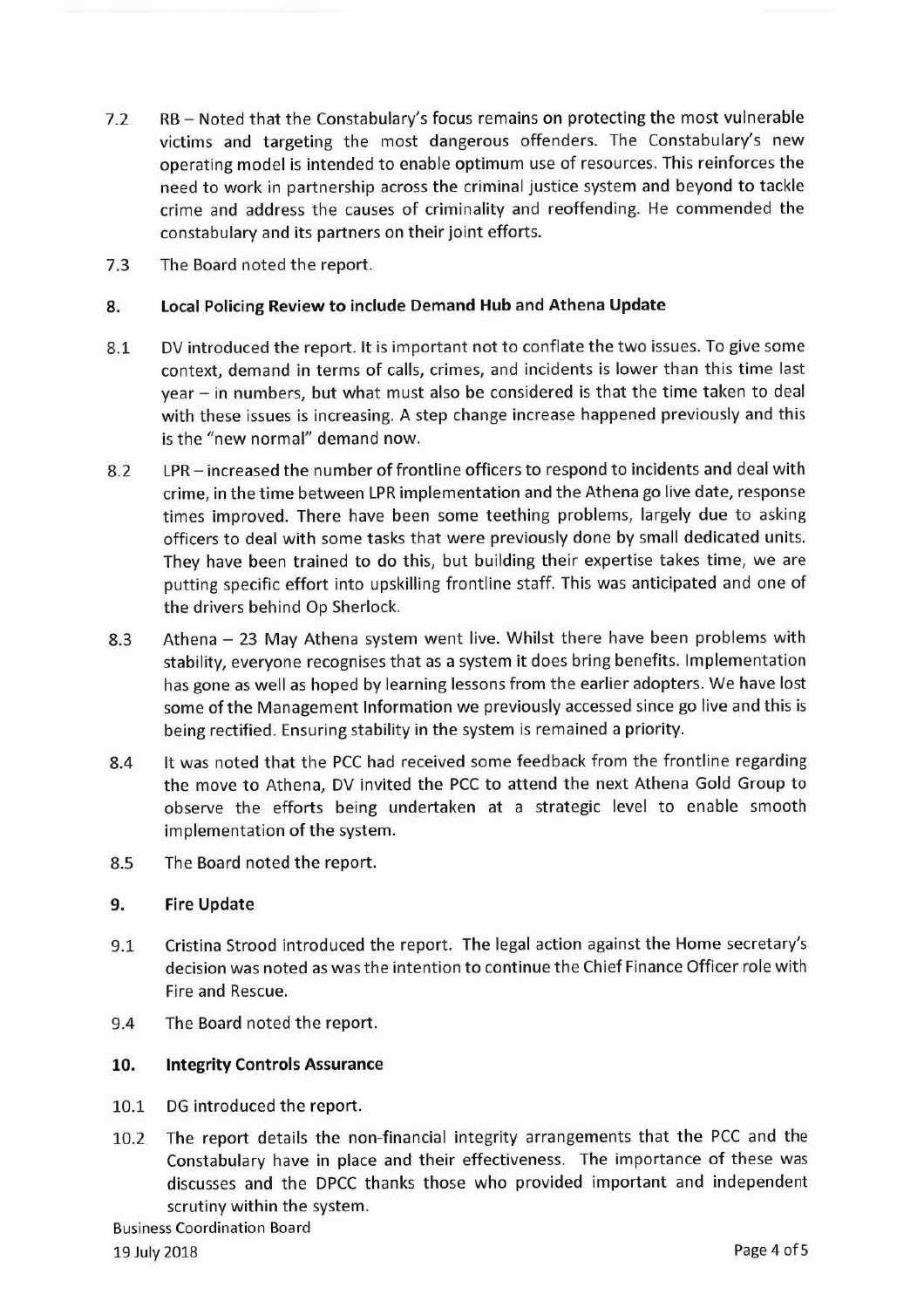7.2 RB – Noted that the Constabulary's focus remains on protecting the most vulnerable victims and targeting the most dangerous offenders. The Constabulary's new operating model is intended to enable optimum use of resources. This reinforces the need to work in partnership across the criminal justice system and beyond to tackle crime and address the causes of criminality and reoffending. He commended the constabulary and its partners on their joint efforts.

7.3 The Board noted the report.

## 8. Local Policing Review to include Demand Hub and Athena Update

8.1 DV introduced the report. It is important not to conflate the two issues. To give some context, demand in terms of calls, crimes, and incidents is lower than this time last year – in numbers, but what must also be considered is that the time taken to deal with these issues is increasing. A step change increase happened previously and this is the "new normal" demand now.

8.2 LPR – increased the number of frontline officers to respond to incidents and deal with crime, in the time between LPR implementation and the Athena go live date, response times improved. There have been some teething problems, largely due to asking officers to deal with some tasks that were previously done by small dedicated units. They have been trained to do this, but building their expertise takes time, we are putting specific effort into upskilling frontline staff. This was anticipated and one of the drivers behind Op Sherlock.

8.3 Athena – 23 May Athena system went live. Whilst there have been problems with stability, everyone recognises that as a system it does bring benefits. Implementation has gone as well as hoped by learning lessons from the earlier adopters. We have lost some of the Management Information we previously accessed since go live and this is being rectified. Ensuring stability in the system is remained a priority.

8.4 It was noted that the PCC had received some feedback from the frontline regarding the move to Athena, DV invited the PCC to attend the next Athena Gold Group to observe the efforts being undertaken at a strategic level to enable smooth implementation of the system.

8.5 The Board noted the report.

## 9. Fire Update

9.1 Cristina Strood introduced the report. The legal action against the Home secretary's decision was noted as was the intention to continue the Chief Finance Officer role with Fire and Rescue.

9.4 The Board noted the report.

## 10. Integrity Controls Assurance

10.1 DG introduced the report.

10.2 The report details the non-financial integrity arrangements that the PCC and the Constabulary have in place and their effectiveness. The importance of these was discusses and the DPCC thanks those who provided important and independent scrutiny within the system.

Business Coordination Board
19 July 2018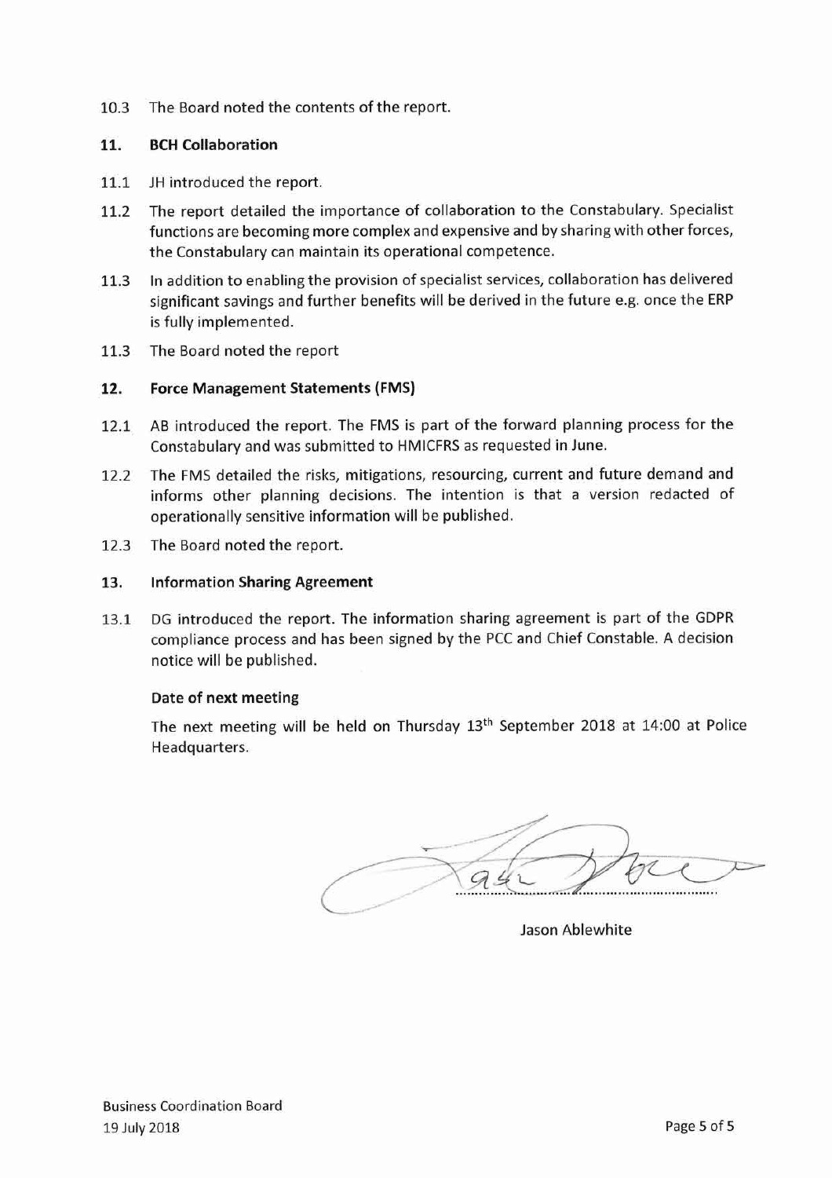10.3 The Board noted the contents of the report.

## 11. BCH Collaboration

11.1 JH introduced the report.

11.2 The report detailed the importance of collaboration to the Constabulary. Specialist functions are becoming more complex and expensive and by sharing with other forces, the Constabulary can maintain its operational competence.

11.3 In addition to enabling the provision of specialist services, collaboration has delivered significant savings and further benefits will be derived in the future e.g. once the ERP is fully implemented.

11.3 The Board noted the report

## 12. Force Management Statements (FMS)

12.1 AB introduced the report. The FMS is part of the forward planning process for the Constabulary and was submitted to HMICFRS as requested in June.

12.2 The FMS detailed the risks, mitigations, resourcing, current and future demand and informs other planning decisions. The intention is that a version redacted of operationally sensitive information will be published.

12.3 The Board noted the report.

## 13. Information Sharing Agreement

13.1 DG introduced the report. The information sharing agreement is part of the GDPR compliance process and has been signed by the PCC and Chief Constable. A decision notice will be published.

**Date of next meeting**

The next meeting will be held on Thursday 13th September 2018 at 14:00 at Police Headquarters.

Jason Ablewhite

Business Coordination Board
19 July 2018